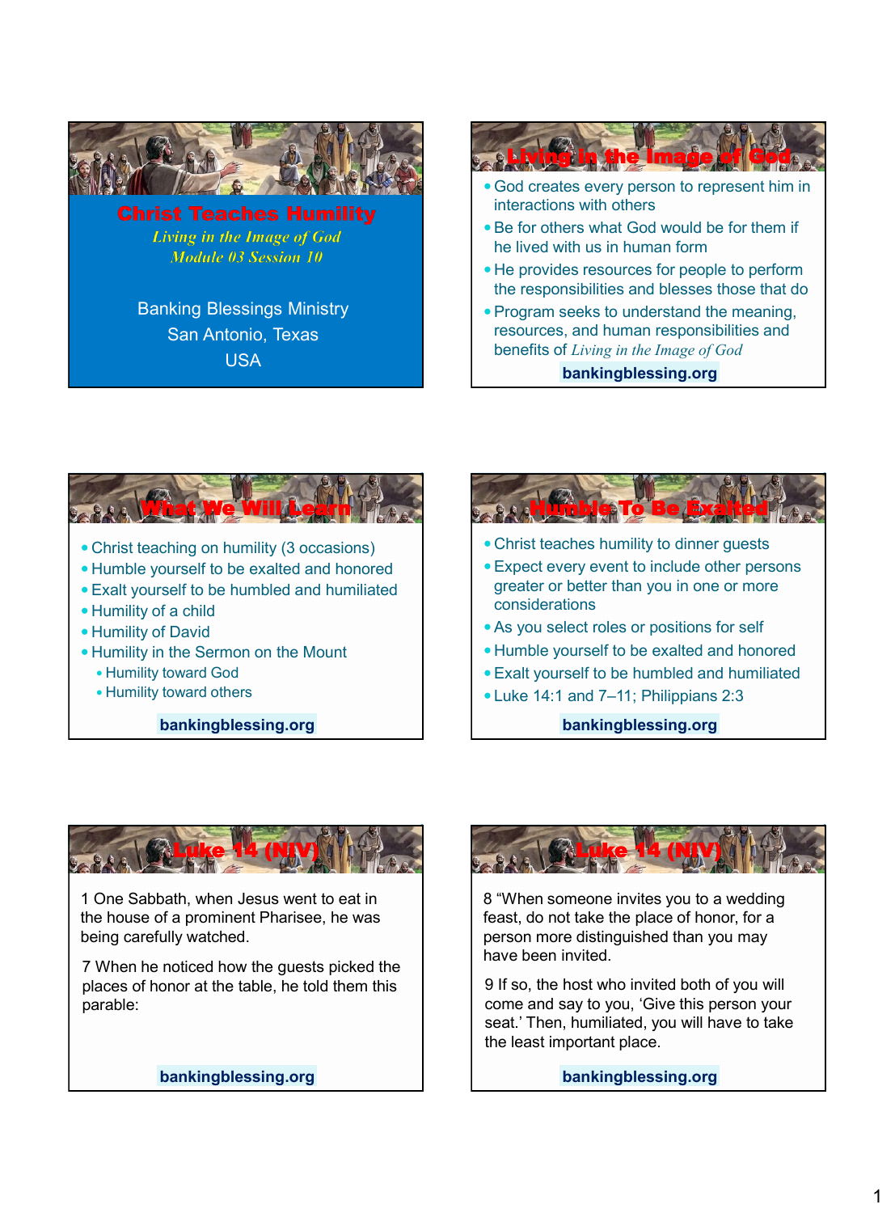# Christ Teaches Humility

*Living in the Image of God*

*Module 03 Session 10*

Banking Blessings Ministry
San Antonio, Texas
USA

## Living in the Image of God

- God creates every person to represent him in interactions with others
- Be for others what God would be for them if he lived with us in human form
- He provides resources for people to perform the responsibilities and blesses those that do
- Program seeks to understand the meaning, resources, and human responsibilities and benefits of *Living in the Image of God*

**bankingblessing.org**

## What We Will Learn

- Christ teaching on humility (3 occasions)
- Humble yourself to be exalted and honored
- Exalt yourself to be humbled and humiliated
- Humility of a child
- Humility of David
- Humility in the Sermon on the Mount
  - Humility toward God
  - Humility toward others

**bankingblessing.org**

## Humble To Be Exalted

- Christ teaches humility to dinner guests
- Expect every event to include other persons greater or better than you in one or more considerations
- As you select roles or positions for self
- Humble yourself to be exalted and honored
- Exalt yourself to be humbled and humiliated
- Luke 14:1 and 7–11; Philippians 2:3

**bankingblessing.org**

## Luke 14 (NIV)

1 One Sabbath, when Jesus went to eat in the house of a prominent Pharisee, he was being carefully watched.

7 When he noticed how the guests picked the places of honor at the table, he told them this parable:

**bankingblessing.org**

## Luke 14 (NIV)

8 "When someone invites you to a wedding feast, do not take the place of honor, for a person more distinguished than you may have been invited.

9 If so, the host who invited both of you will come and say to you, 'Give this person your seat.' Then, humiliated, you will have to take the least important place.

**bankingblessing.org**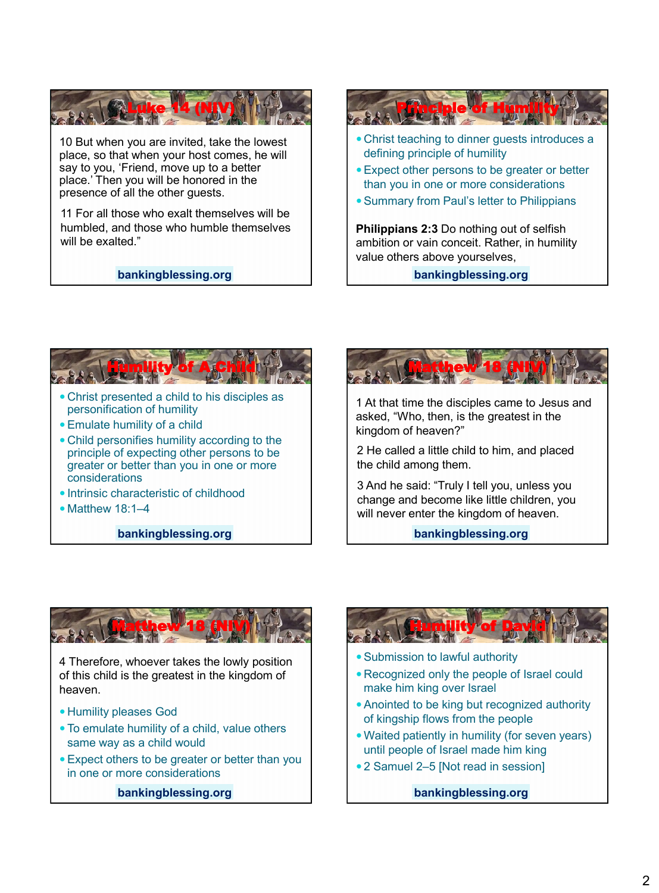## Luke 14 (NIV)

10 But when you are invited, take the lowest place, so that when your host comes, he will say to you, 'Friend, move up to a better place.' Then you will be honored in the presence of all the other guests.

11 For all those who exalt themselves will be humbled, and those who humble themselves will be exalted."

bankingblessing.org

## Principle of Humility

- Christ teaching to dinner guests introduces a defining principle of humility
- Expect other persons to be greater or better than you in one or more considerations
- Summary from Paul's letter to Philippians

**Philippians 2:3** Do nothing out of selfish ambition or vain conceit. Rather, in humility value others above yourselves,

bankingblessing.org

## Humility of A Child

- Christ presented a child to his disciples as personification of humility
- Emulate humility of a child
- Child personifies humility according to the principle of expecting other persons to be greater or better than you in one or more considerations
- Intrinsic characteristic of childhood
- Matthew 18:1–4

bankingblessing.org

## Matthew 18 (NIV)

1 At that time the disciples came to Jesus and asked, "Who, then, is the greatest in the kingdom of heaven?"

2 He called a little child to him, and placed the child among them.

3 And he said: "Truly I tell you, unless you change and become like little children, you will never enter the kingdom of heaven.

bankingblessing.org

## Matthew 18 (NIV)

4 Therefore, whoever takes the lowly position of this child is the greatest in the kingdom of heaven.

- Humility pleases God
- To emulate humility of a child, value others same way as a child would
- Expect others to be greater or better than you in one or more considerations

bankingblessing.org

## Humility of David

- Submission to lawful authority
- Recognized only the people of Israel could make him king over Israel
- Anointed to be king but recognized authority of kingship flows from the people
- Waited patiently in humility (for seven years) until people of Israel made him king
- 2 Samuel 2–5 [Not read in session]

bankingblessing.org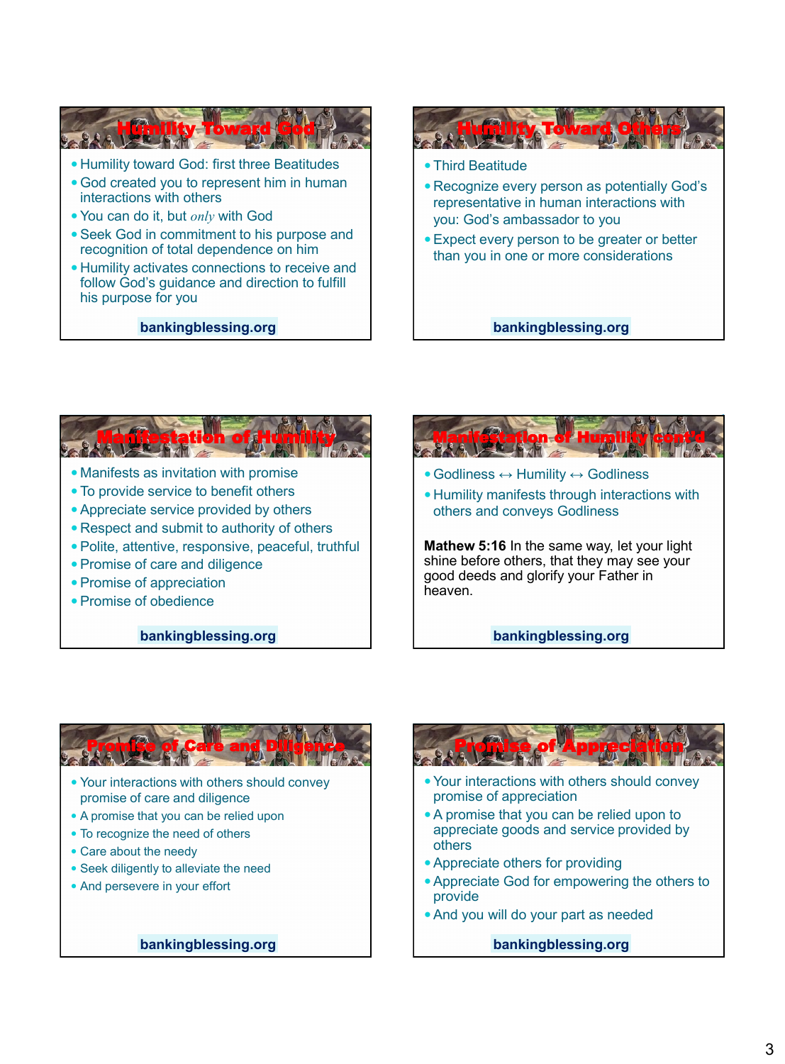## Humility Toward God

- Humility toward God: first three Beatitudes
- God created you to represent him in human interactions with others
- You can do it, but *only* with God
- Seek God in commitment to his purpose and recognition of total dependence on him
- Humility activates connections to receive and follow God's guidance and direction to fulfill his purpose for you

**bankingblessing.org**

## Humility Toward Others

- Third Beatitude
- Recognize every person as potentially God's representative in human interactions with you: God's ambassador to you
- Expect every person to be greater or better than you in one or more considerations

**bankingblessing.org**

## Manifestation of Humility

- Manifests as invitation with promise
- To provide service to benefit others
- Appreciate service provided by others
- Respect and submit to authority of others
- Polite, attentive, responsive, peaceful, truthful
- Promise of care and diligence
- Promise of appreciation
- Promise of obedience

**bankingblessing.org**

## Manifestation of Humility cont'd

- Godliness ↔ Humility ↔ Godliness
- Humility manifests through interactions with others and conveys Godliness

**Mathew 5:16** In the same way, let your light shine before others, that they may see your good deeds and glorify your Father in heaven.

**bankingblessing.org**

## Promise of Care and Diligence

- Your interactions with others should convey promise of care and diligence
- A promise that you can be relied upon
- To recognize the need of others
- Care about the needy
- Seek diligently to alleviate the need
- And persevere in your effort

**bankingblessing.org**

## Promise of Appreciation

- Your interactions with others should convey promise of appreciation
- A promise that you can be relied upon to appreciate goods and service provided by others
- Appreciate others for providing
- Appreciate God for empowering the others to provide
- And you will do your part as needed

**bankingblessing.org**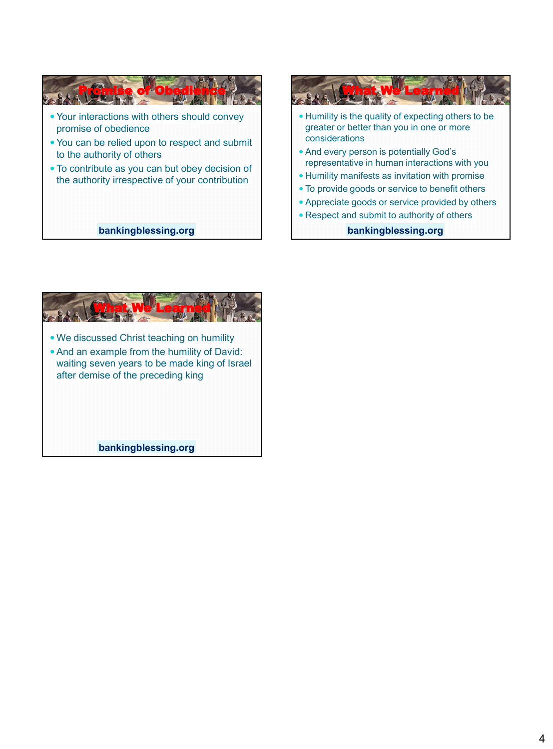## Promise of Obedience

- Your interactions with others should convey promise of obedience
- You can be relied upon to respect and submit to the authority of others
- To contribute as you can but obey decision of the authority irrespective of your contribution

**bankingblessing.org**

## What We Learned

- Humility is the quality of expecting others to be greater or better than you in one or more considerations
- And every person is potentially God's representative in human interactions with you
- Humility manifests as invitation with promise
- To provide goods or service to benefit others
- Appreciate goods or service provided by others
- Respect and submit to authority of others

**bankingblessing.org**

## What We Learned

- We discussed Christ teaching on humility
- And an example from the humility of David: waiting seven years to be made king of Israel after demise of the preceding king

**bankingblessing.org**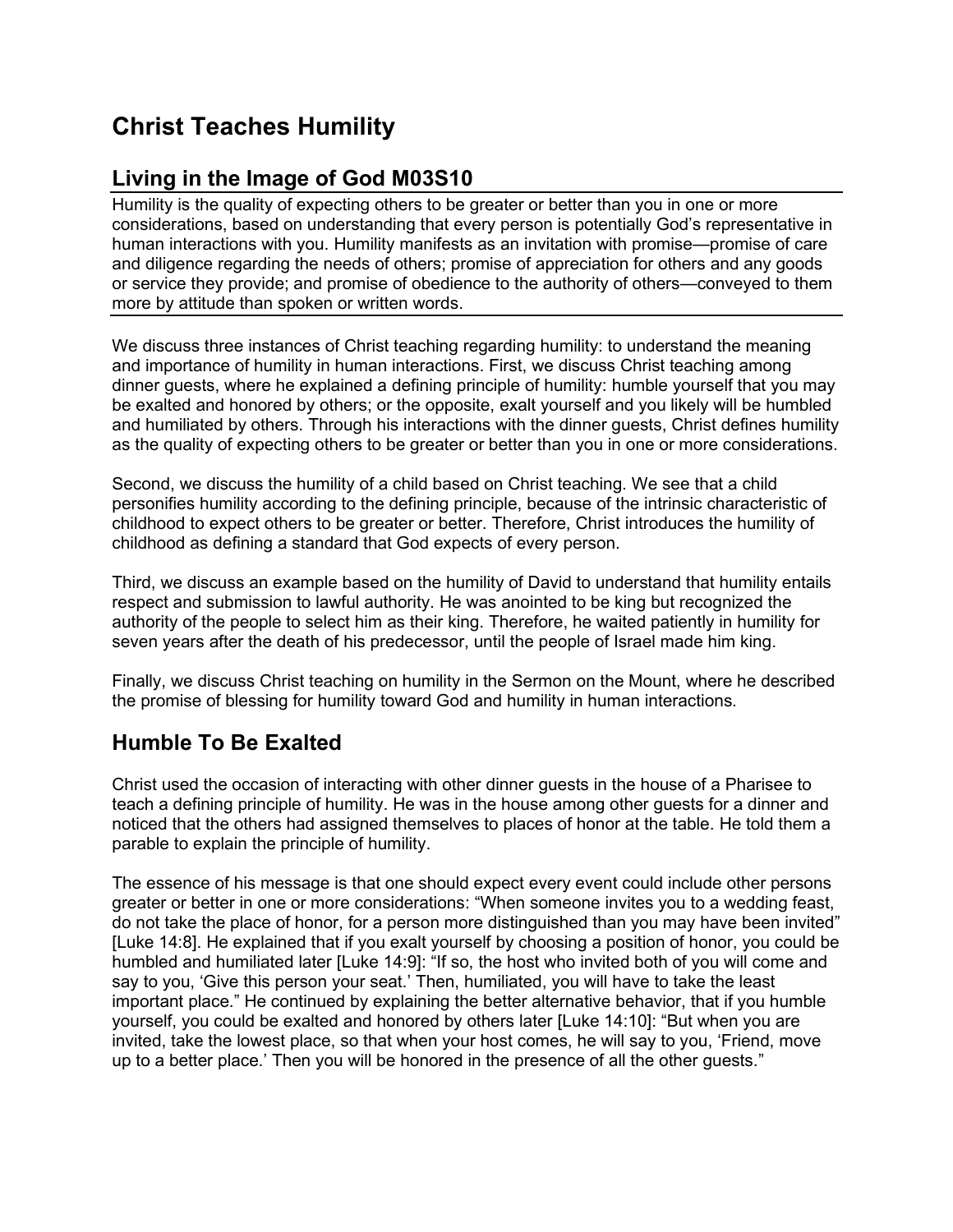# Christ Teaches Humility

## Living in the Image of God M03S10

Humility is the quality of expecting others to be greater or better than you in one or more considerations, based on understanding that every person is potentially God's representative in human interactions with you. Humility manifests as an invitation with promise—promise of care and diligence regarding the needs of others; promise of appreciation for others and any goods or service they provide; and promise of obedience to the authority of others—conveyed to them more by attitude than spoken or written words.

We discuss three instances of Christ teaching regarding humility: to understand the meaning and importance of humility in human interactions. First, we discuss Christ teaching among dinner guests, where he explained a defining principle of humility: humble yourself that you may be exalted and honored by others; or the opposite, exalt yourself and you likely will be humbled and humiliated by others. Through his interactions with the dinner guests, Christ defines humility as the quality of expecting others to be greater or better than you in one or more considerations.

Second, we discuss the humility of a child based on Christ teaching. We see that a child personifies humility according to the defining principle, because of the intrinsic characteristic of childhood to expect others to be greater or better. Therefore, Christ introduces the humility of childhood as defining a standard that God expects of every person.

Third, we discuss an example based on the humility of David to understand that humility entails respect and submission to lawful authority. He was anointed to be king but recognized the authority of the people to select him as their king. Therefore, he waited patiently in humility for seven years after the death of his predecessor, until the people of Israel made him king.

Finally, we discuss Christ teaching on humility in the Sermon on the Mount, where he described the promise of blessing for humility toward God and humility in human interactions.

## Humble To Be Exalted

Christ used the occasion of interacting with other dinner guests in the house of a Pharisee to teach a defining principle of humility. He was in the house among other guests for a dinner and noticed that the others had assigned themselves to places of honor at the table. He told them a parable to explain the principle of humility.

The essence of his message is that one should expect every event could include other persons greater or better in one or more considerations: "When someone invites you to a wedding feast, do not take the place of honor, for a person more distinguished than you may have been invited" [Luke 14:8]. He explained that if you exalt yourself by choosing a position of honor, you could be humbled and humiliated later [Luke 14:9]: "If so, the host who invited both of you will come and say to you, 'Give this person your seat.' Then, humiliated, you will have to take the least important place." He continued by explaining the better alternative behavior, that if you humble yourself, you could be exalted and honored by others later [Luke 14:10]: "But when you are invited, take the lowest place, so that when your host comes, he will say to you, 'Friend, move up to a better place.' Then you will be honored in the presence of all the other guests."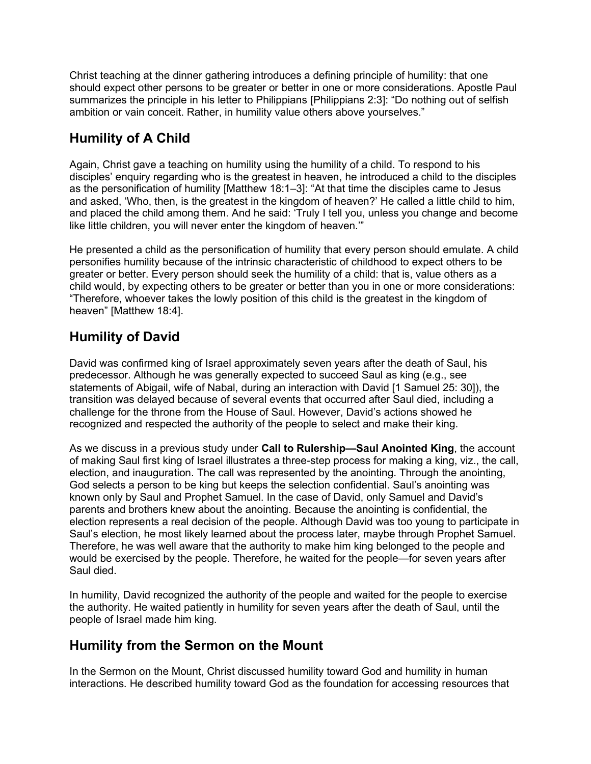Christ teaching at the dinner gathering introduces a defining principle of humility: that one should expect other persons to be greater or better in one or more considerations. Apostle Paul summarizes the principle in his letter to Philippians [Philippians 2:3]: “Do nothing out of selfish ambition or vain conceit. Rather, in humility value others above yourselves.”

## Humility of A Child

Again, Christ gave a teaching on humility using the humility of a child. To respond to his disciples’ enquiry regarding who is the greatest in heaven, he introduced a child to the disciples as the personification of humility [Matthew 18:1–3]: “At that time the disciples came to Jesus and asked, ‘Who, then, is the greatest in the kingdom of heaven?’ He called a little child to him, and placed the child among them. And he said: ‘Truly I tell you, unless you change and become like little children, you will never enter the kingdom of heaven.’”

He presented a child as the personification of humility that every person should emulate. A child personifies humility because of the intrinsic characteristic of childhood to expect others to be greater or better. Every person should seek the humility of a child: that is, value others as a child would, by expecting others to be greater or better than you in one or more considerations: “Therefore, whoever takes the lowly position of this child is the greatest in the kingdom of heaven” [Matthew 18:4].

## Humility of David

David was confirmed king of Israel approximately seven years after the death of Saul, his predecessor. Although he was generally expected to succeed Saul as king (e.g., see statements of Abigail, wife of Nabal, during an interaction with David [1 Samuel 25: 30]), the transition was delayed because of several events that occurred after Saul died, including a challenge for the throne from the House of Saul. However, David’s actions showed he recognized and respected the authority of the people to select and make their king.

As we discuss in a previous study under **Call to Rulership—Saul Anointed King**, the account of making Saul first king of Israel illustrates a three-step process for making a king, viz., the call, election, and inauguration. The call was represented by the anointing. Through the anointing, God selects a person to be king but keeps the selection confidential. Saul’s anointing was known only by Saul and Prophet Samuel. In the case of David, only Samuel and David’s parents and brothers knew about the anointing. Because the anointing is confidential, the election represents a real decision of the people. Although David was too young to participate in Saul’s election, he most likely learned about the process later, maybe through Prophet Samuel. Therefore, he was well aware that the authority to make him king belonged to the people and would be exercised by the people. Therefore, he waited for the people—for seven years after Saul died.

In humility, David recognized the authority of the people and waited for the people to exercise the authority. He waited patiently in humility for seven years after the death of Saul, until the people of Israel made him king.

## Humility from the Sermon on the Mount

In the Sermon on the Mount, Christ discussed humility toward God and humility in human interactions. He described humility toward God as the foundation for accessing resources that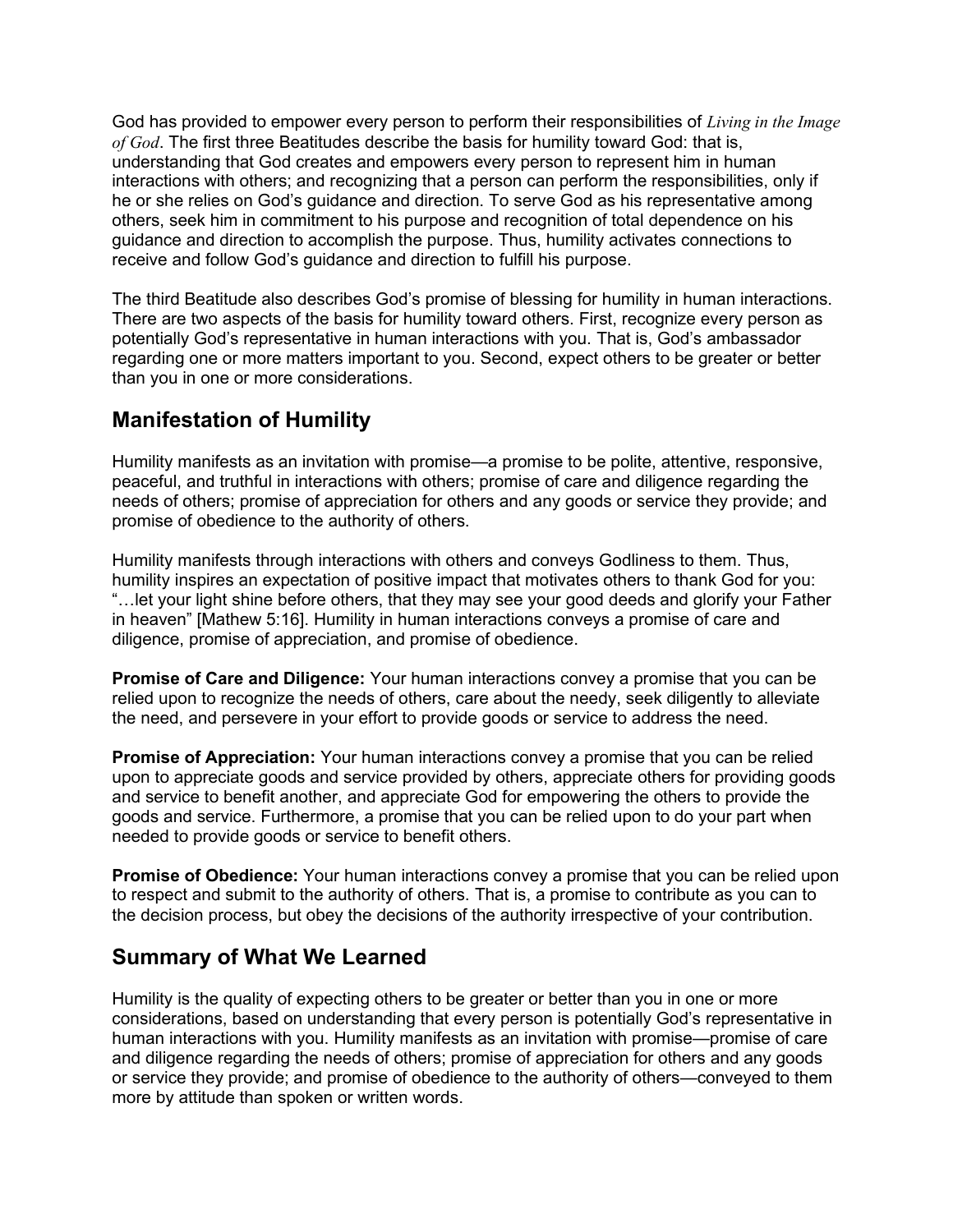God has provided to empower every person to perform their responsibilities of *Living in the Image of God*. The first three Beatitudes describe the basis for humility toward God: that is, understanding that God creates and empowers every person to represent him in human interactions with others; and recognizing that a person can perform the responsibilities, only if he or she relies on God's guidance and direction. To serve God as his representative among others, seek him in commitment to his purpose and recognition of total dependence on his guidance and direction to accomplish the purpose. Thus, humility activates connections to receive and follow God's guidance and direction to fulfill his purpose.

The third Beatitude also describes God's promise of blessing for humility in human interactions. There are two aspects of the basis for humility toward others. First, recognize every person as potentially God's representative in human interactions with you. That is, God's ambassador regarding one or more matters important to you. Second, expect others to be greater or better than you in one or more considerations.

## Manifestation of Humility

Humility manifests as an invitation with promise—a promise to be polite, attentive, responsive, peaceful, and truthful in interactions with others; promise of care and diligence regarding the needs of others; promise of appreciation for others and any goods or service they provide; and promise of obedience to the authority of others.

Humility manifests through interactions with others and conveys Godliness to them. Thus, humility inspires an expectation of positive impact that motivates others to thank God for you: "…let your light shine before others, that they may see your good deeds and glorify your Father in heaven" [Mathew 5:16]. Humility in human interactions conveys a promise of care and diligence, promise of appreciation, and promise of obedience.

**Promise of Care and Diligence:** Your human interactions convey a promise that you can be relied upon to recognize the needs of others, care about the needy, seek diligently to alleviate the need, and persevere in your effort to provide goods or service to address the need.

**Promise of Appreciation:** Your human interactions convey a promise that you can be relied upon to appreciate goods and service provided by others, appreciate others for providing goods and service to benefit another, and appreciate God for empowering the others to provide the goods and service. Furthermore, a promise that you can be relied upon to do your part when needed to provide goods or service to benefit others.

**Promise of Obedience:** Your human interactions convey a promise that you can be relied upon to respect and submit to the authority of others. That is, a promise to contribute as you can to the decision process, but obey the decisions of the authority irrespective of your contribution.

## Summary of What We Learned

Humility is the quality of expecting others to be greater or better than you in one or more considerations, based on understanding that every person is potentially God's representative in human interactions with you. Humility manifests as an invitation with promise—promise of care and diligence regarding the needs of others; promise of appreciation for others and any goods or service they provide; and promise of obedience to the authority of others—conveyed to them more by attitude than spoken or written words.